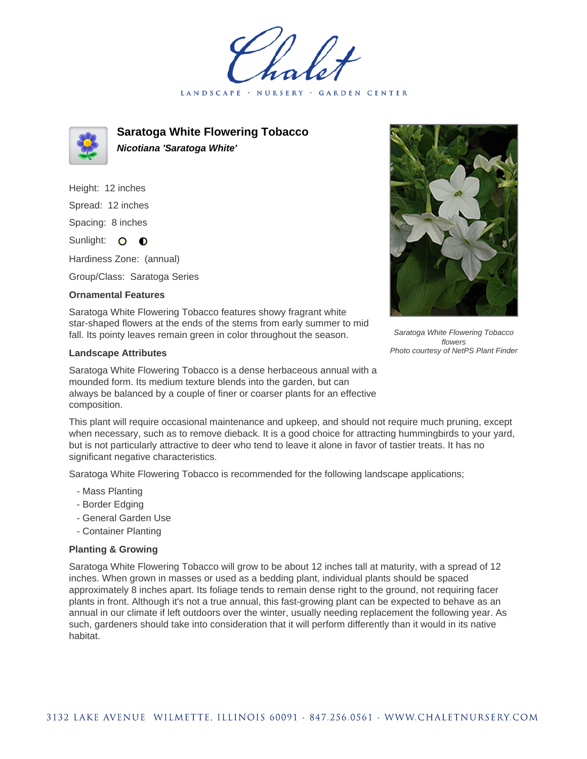Chalet

LANDSCAPE · NURSERY · GARDEN CENTER

# Saratoga White Flowering Tobacco

***Nicotiana 'Saratoga White'***

Height: 12 inches

Spread: 12 inches

Spacing: 8 inches

Sunlight:

Hardiness Zone: (annual)

Group/Class: Saratoga Series

### Ornamental Features

Saratoga White Flowering Tobacco features showy fragrant white star-shaped flowers at the ends of the stems from early summer to mid fall. Its pointy leaves remain green in color throughout the season.

*Saratoga White Flowering Tobacco flowers*
*Photo courtesy of NetPS Plant Finder*

### Landscape Attributes

Saratoga White Flowering Tobacco is a dense herbaceous annual with a mounded form. Its medium texture blends into the garden, but can always be balanced by a couple of finer or coarser plants for an effective composition.

This plant will require occasional maintenance and upkeep, and should not require much pruning, except when necessary, such as to remove dieback. It is a good choice for attracting hummingbirds to your yard, but is not particularly attractive to deer who tend to leave it alone in favor of tastier treats. It has no significant negative characteristics.

Saratoga White Flowering Tobacco is recommended for the following landscape applications;

- Mass Planting
- Border Edging
- General Garden Use
- Container Planting

### Planting & Growing

Saratoga White Flowering Tobacco will grow to be about 12 inches tall at maturity, with a spread of 12 inches. When grown in masses or used as a bedding plant, individual plants should be spaced approximately 8 inches apart. Its foliage tends to remain dense right to the ground, not requiring facer plants in front. Although it's not a true annual, this fast-growing plant can be expected to behave as an annual in our climate if left outdoors over the winter, usually needing replacement the following year. As such, gardeners should take into consideration that it will perform differently than it would in its native habitat.

3132 LAKE AVENUE WILMETTE, ILLINOIS 60091 · 847.256.0561 · WWW.CHALETNURSERY.COM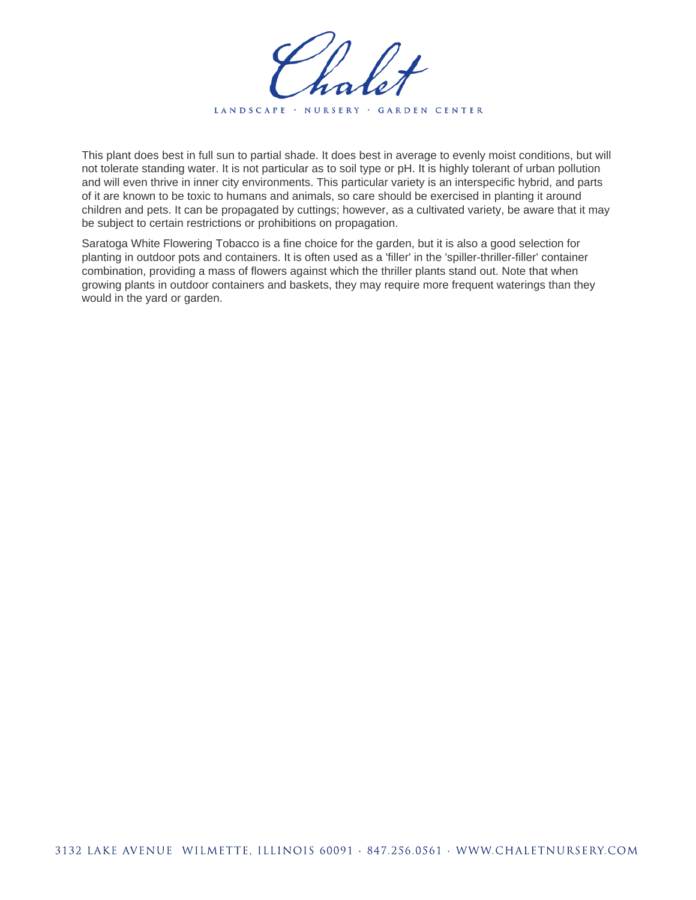This plant does best in full sun to partial shade. It does best in average to evenly moist conditions, but will not tolerate standing water. It is not particular as to soil type or pH. It is highly tolerant of urban pollution and will even thrive in inner city environments. This particular variety is an interspecific hybrid, and parts of it are known to be toxic to humans and animals, so care should be exercised in planting it around children and pets. It can be propagated by cuttings; however, as a cultivated variety, be aware that it may be subject to certain restrictions or prohibitions on propagation.

Saratoga White Flowering Tobacco is a fine choice for the garden, but it is also a good selection for planting in outdoor pots and containers. It is often used as a 'filler' in the 'spiller-thriller-filler' container combination, providing a mass of flowers against which the thriller plants stand out. Note that when growing plants in outdoor containers and baskets, they may require more frequent waterings than they would in the yard or garden.